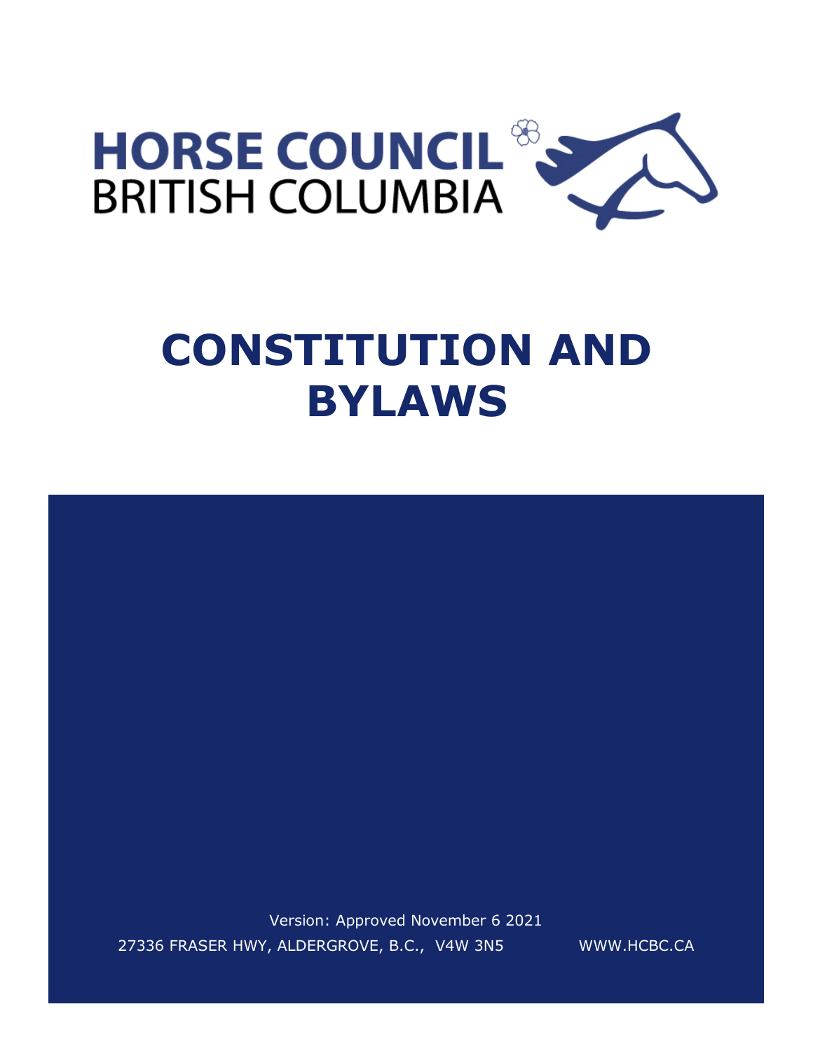HORSE COUNCIL
BRITISH COLUMBIA

# CONSTITUTION AND BYLAWS

Version: Approved November 6 2021

27336 FRASER HWY, ALDERGROVE, B.C., V4W 3N5

WWW.HCBC.CA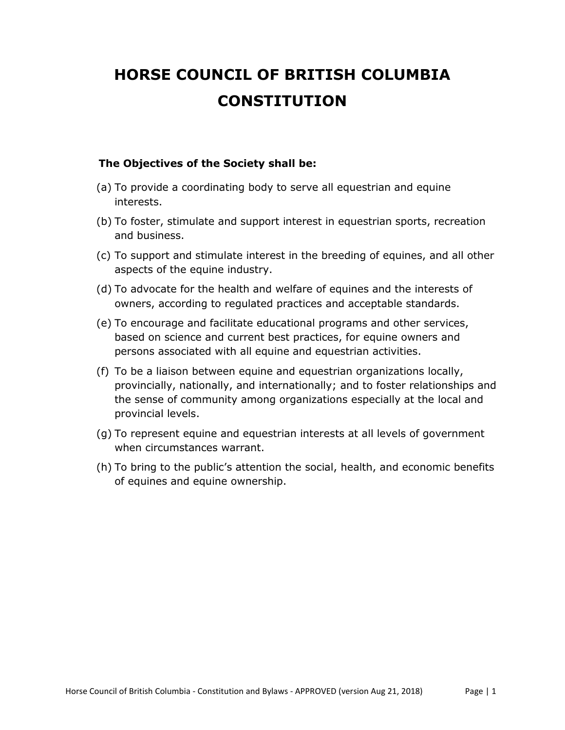# HORSE COUNCIL OF BRITISH COLUMBIA CONSTITUTION

**The Objectives of the Society shall be:**

(a) To provide a coordinating body to serve all equestrian and equine interests.

(b) To foster, stimulate and support interest in equestrian sports, recreation and business.

(c) To support and stimulate interest in the breeding of equines, and all other aspects of the equine industry.

(d) To advocate for the health and welfare of equines and the interests of owners, according to regulated practices and acceptable standards.

(e) To encourage and facilitate educational programs and other services, based on science and current best practices, for equine owners and persons associated with all equine and equestrian activities.

(f) To be a liaison between equine and equestrian organizations locally, provincially, nationally, and internationally; and to foster relationships and the sense of community among organizations especially at the local and provincial levels.

(g) To represent equine and equestrian interests at all levels of government when circumstances warrant.

(h) To bring to the public's attention the social, health, and economic benefits of equines and equine ownership.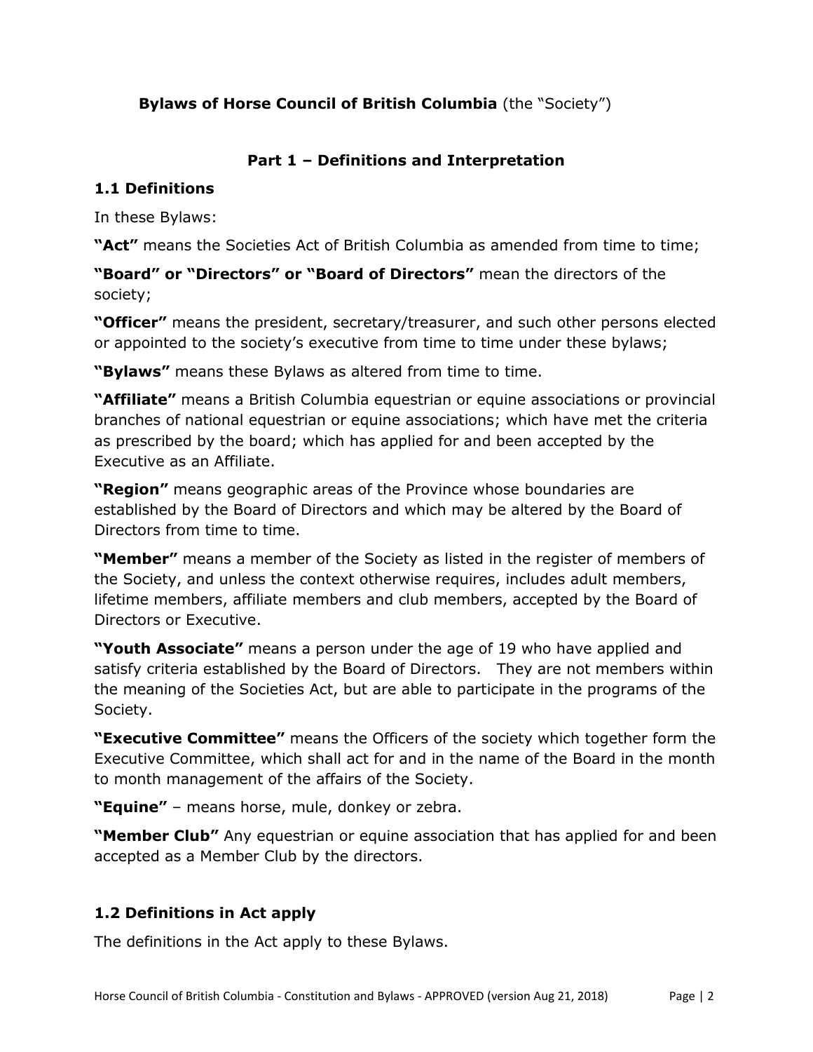**Bylaws of Horse Council of British Columbia** (the "Society")

## Part 1 – Definitions and Interpretation

### 1.1 Definitions

In these Bylaws:

**"Act"** means the Societies Act of British Columbia as amended from time to time;

**"Board" or "Directors" or "Board of Directors"** mean the directors of the society;

**"Officer"** means the president, secretary/treasurer, and such other persons elected or appointed to the society's executive from time to time under these bylaws;

**"Bylaws"** means these Bylaws as altered from time to time.

**"Affiliate"** means a British Columbia equestrian or equine associations or provincial branches of national equestrian or equine associations; which have met the criteria as prescribed by the board; which has applied for and been accepted by the Executive as an Affiliate.

**"Region"** means geographic areas of the Province whose boundaries are established by the Board of Directors and which may be altered by the Board of Directors from time to time.

**"Member"** means a member of the Society as listed in the register of members of the Society, and unless the context otherwise requires, includes adult members, lifetime members, affiliate members and club members, accepted by the Board of Directors or Executive.

**"Youth Associate"** means a person under the age of 19 who have applied and satisfy criteria established by the Board of Directors. They are not members within the meaning of the Societies Act, but are able to participate in the programs of the Society.

**"Executive Committee"** means the Officers of the society which together form the Executive Committee, which shall act for and in the name of the Board in the month to month management of the affairs of the Society.

**"Equine"** – means horse, mule, donkey or zebra.

**"Member Club"** Any equestrian or equine association that has applied for and been accepted as a Member Club by the directors.

### 1.2 Definitions in Act apply

The definitions in the Act apply to these Bylaws.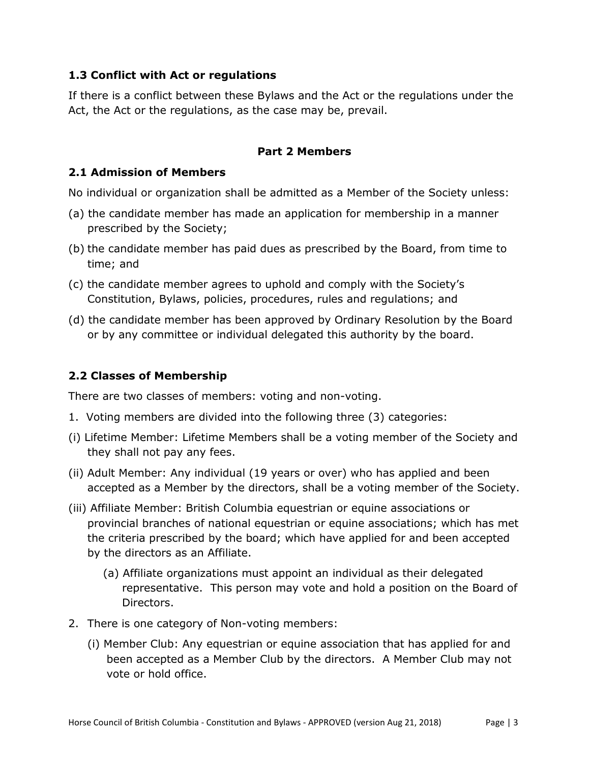### 1.3 Conflict with Act or regulations

If there is a conflict between these Bylaws and the Act or the regulations under the Act, the Act or the regulations, as the case may be, prevail.

## Part 2 Members

### 2.1 Admission of Members

No individual or organization shall be admitted as a Member of the Society unless:

(a) the candidate member has made an application for membership in a manner prescribed by the Society;

(b) the candidate member has paid dues as prescribed by the Board, from time to time; and

(c) the candidate member agrees to uphold and comply with the Society's Constitution, Bylaws, policies, procedures, rules and regulations; and

(d) the candidate member has been approved by Ordinary Resolution by the Board or by any committee or individual delegated this authority by the board.

### 2.2 Classes of Membership

There are two classes of members: voting and non-voting.

1. Voting members are divided into the following three (3) categories:

(i) Lifetime Member: Lifetime Members shall be a voting member of the Society and they shall not pay any fees.

(ii) Adult Member: Any individual (19 years or over) who has applied and been accepted as a Member by the directors, shall be a voting member of the Society.

(iii) Affiliate Member: British Columbia equestrian or equine associations or provincial branches of national equestrian or equine associations; which has met the criteria prescribed by the board; which have applied for and been accepted by the directors as an Affiliate.

  (a) Affiliate organizations must appoint an individual as their delegated representative. This person may vote and hold a position on the Board of Directors.

2. There is one category of Non-voting members:

  (i) Member Club: Any equestrian or equine association that has applied for and been accepted as a Member Club by the directors. A Member Club may not vote or hold office.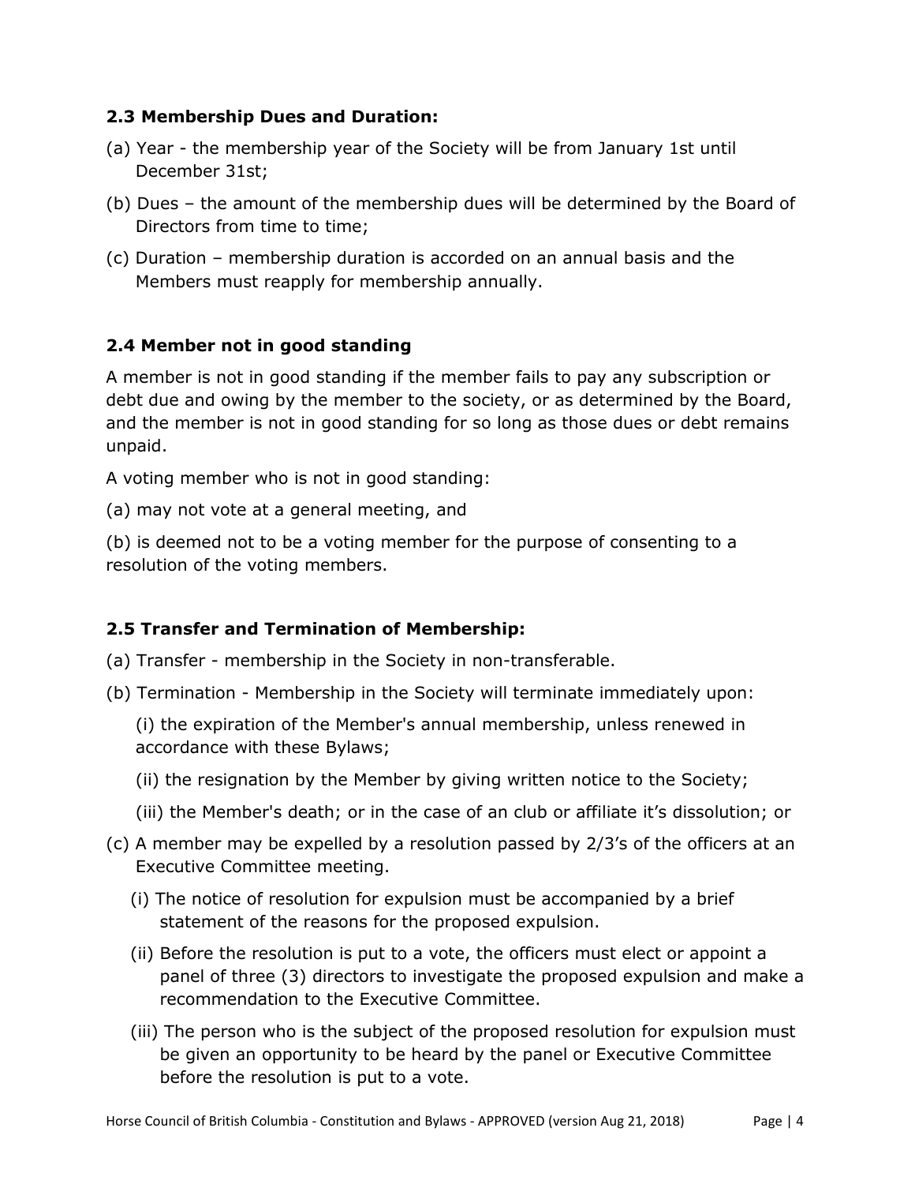### 2.3 Membership Dues and Duration:

(a) Year - the membership year of the Society will be from January 1st until December 31st;

(b) Dues – the amount of the membership dues will be determined by the Board of Directors from time to time;

(c) Duration – membership duration is accorded on an annual basis and the Members must reapply for membership annually.

### 2.4 Member not in good standing

A member is not in good standing if the member fails to pay any subscription or debt due and owing by the member to the society, or as determined by the Board, and the member is not in good standing for so long as those dues or debt remains unpaid.

A voting member who is not in good standing:

(a) may not vote at a general meeting, and

(b) is deemed not to be a voting member for the purpose of consenting to a resolution of the voting members.

### 2.5 Transfer and Termination of Membership:

(a) Transfer - membership in the Society in non-transferable.

(b) Termination - Membership in the Society will terminate immediately upon:

(i) the expiration of the Member's annual membership, unless renewed in accordance with these Bylaws;

(ii) the resignation by the Member by giving written notice to the Society;

(iii) the Member's death; or in the case of an club or affiliate it's dissolution; or

(c) A member may be expelled by a resolution passed by 2/3's of the officers at an Executive Committee meeting.

(i) The notice of resolution for expulsion must be accompanied by a brief statement of the reasons for the proposed expulsion.

(ii) Before the resolution is put to a vote, the officers must elect or appoint a panel of three (3) directors to investigate the proposed expulsion and make a recommendation to the Executive Committee.

(iii) The person who is the subject of the proposed resolution for expulsion must be given an opportunity to be heard by the panel or Executive Committee before the resolution is put to a vote.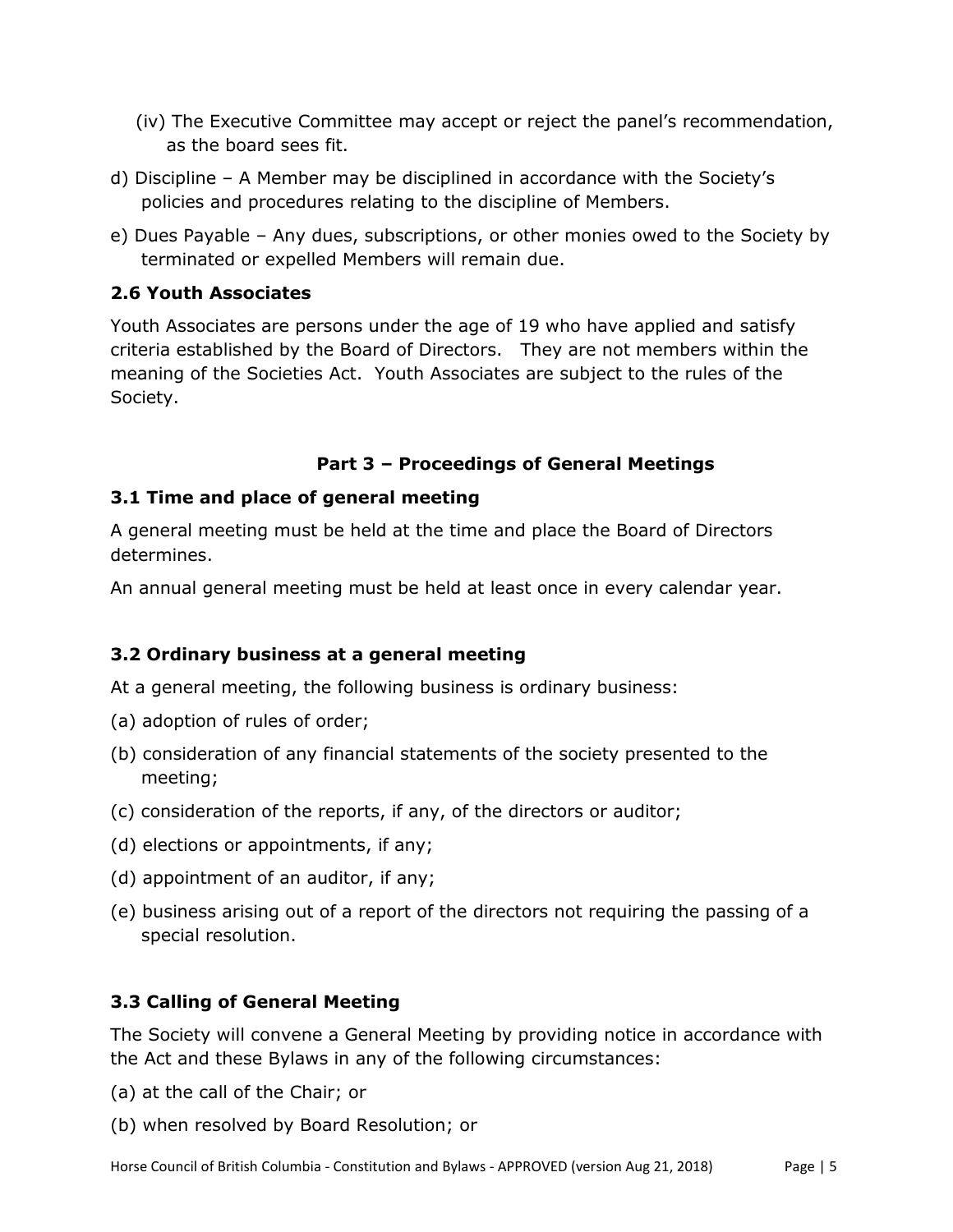(iv) The Executive Committee may accept or reject the panel's recommendation, as the board sees fit.

d) Discipline – A Member may be disciplined in accordance with the Society's policies and procedures relating to the discipline of Members.

e) Dues Payable – Any dues, subscriptions, or other monies owed to the Society by terminated or expelled Members will remain due.

### 2.6 Youth Associates

Youth Associates are persons under the age of 19 who have applied and satisfy criteria established by the Board of Directors. They are not members within the meaning of the Societies Act. Youth Associates are subject to the rules of the Society.

## Part 3 – Proceedings of General Meetings

### 3.1 Time and place of general meeting

A general meeting must be held at the time and place the Board of Directors determines.

An annual general meeting must be held at least once in every calendar year.

### 3.2 Ordinary business at a general meeting

At a general meeting, the following business is ordinary business:

(a) adoption of rules of order;

(b) consideration of any financial statements of the society presented to the meeting;

(c) consideration of the reports, if any, of the directors or auditor;

(d) elections or appointments, if any;

(d) appointment of an auditor, if any;

(e) business arising out of a report of the directors not requiring the passing of a special resolution.

### 3.3 Calling of General Meeting

The Society will convene a General Meeting by providing notice in accordance with the Act and these Bylaws in any of the following circumstances:

(a) at the call of the Chair; or

(b) when resolved by Board Resolution; or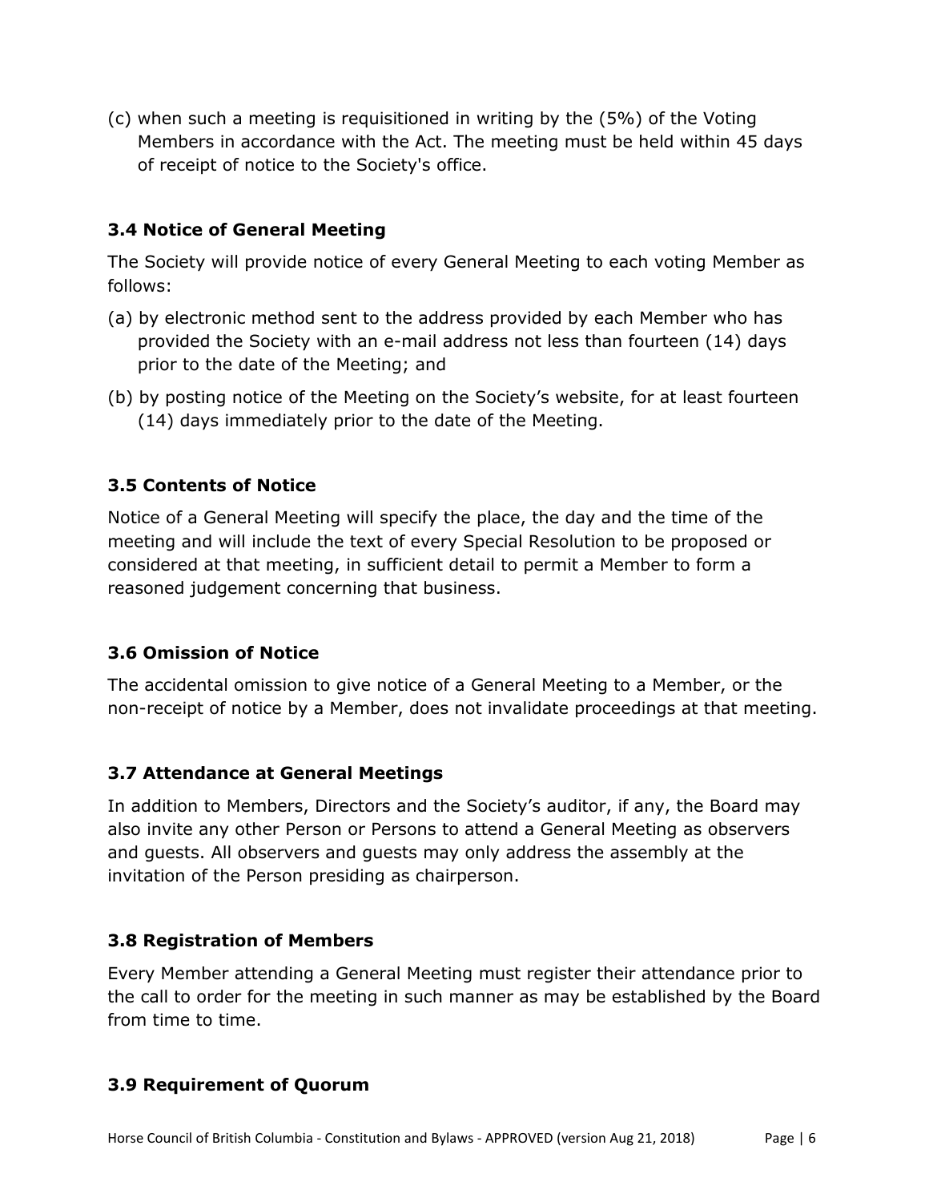(c) when such a meeting is requisitioned in writing by the (5%) of the Voting Members in accordance with the Act. The meeting must be held within 45 days of receipt of notice to the Society's office.

### 3.4 Notice of General Meeting

The Society will provide notice of every General Meeting to each voting Member as follows:

(a) by electronic method sent to the address provided by each Member who has provided the Society with an e-mail address not less than fourteen (14) days prior to the date of the Meeting; and

(b) by posting notice of the Meeting on the Society's website, for at least fourteen (14) days immediately prior to the date of the Meeting.

### 3.5 Contents of Notice

Notice of a General Meeting will specify the place, the day and the time of the meeting and will include the text of every Special Resolution to be proposed or considered at that meeting, in sufficient detail to permit a Member to form a reasoned judgement concerning that business.

### 3.6 Omission of Notice

The accidental omission to give notice of a General Meeting to a Member, or the non-receipt of notice by a Member, does not invalidate proceedings at that meeting.

### 3.7 Attendance at General Meetings

In addition to Members, Directors and the Society's auditor, if any, the Board may also invite any other Person or Persons to attend a General Meeting as observers and guests. All observers and guests may only address the assembly at the invitation of the Person presiding as chairperson.

### 3.8 Registration of Members

Every Member attending a General Meeting must register their attendance prior to the call to order for the meeting in such manner as may be established by the Board from time to time.

### 3.9 Requirement of Quorum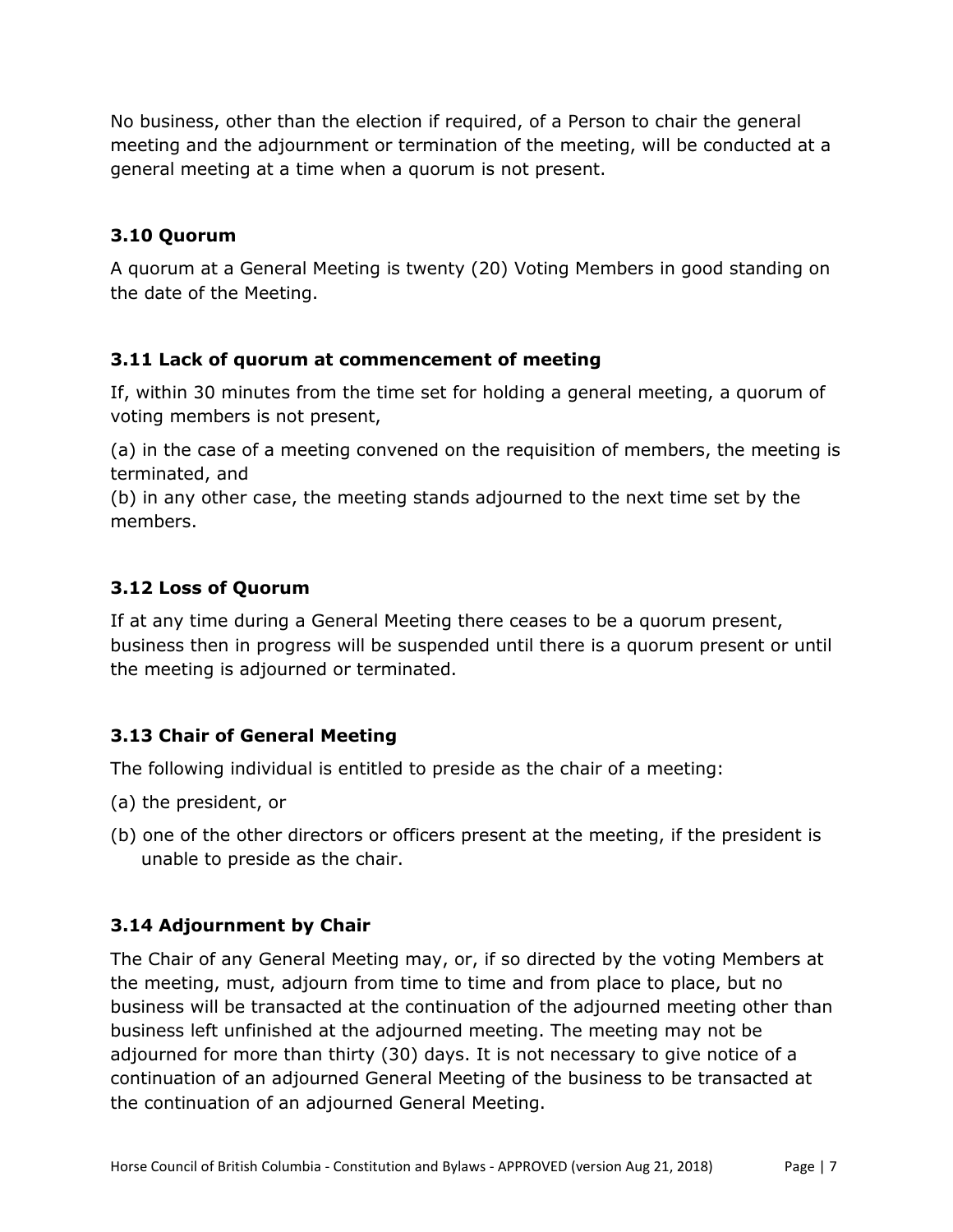No business, other than the election if required, of a Person to chair the general meeting and the adjournment or termination of the meeting, will be conducted at a general meeting at a time when a quorum is not present.

### 3.10 Quorum

A quorum at a General Meeting is twenty (20) Voting Members in good standing on the date of the Meeting.

### 3.11 Lack of quorum at commencement of meeting

If, within 30 minutes from the time set for holding a general meeting, a quorum of voting members is not present,

(a) in the case of a meeting convened on the requisition of members, the meeting is terminated, and
(b) in any other case, the meeting stands adjourned to the next time set by the members.

### 3.12 Loss of Quorum

If at any time during a General Meeting there ceases to be a quorum present, business then in progress will be suspended until there is a quorum present or until the meeting is adjourned or terminated.

### 3.13 Chair of General Meeting

The following individual is entitled to preside as the chair of a meeting:

(a) the president, or

(b) one of the other directors or officers present at the meeting, if the president is unable to preside as the chair.

### 3.14 Adjournment by Chair

The Chair of any General Meeting may, or, if so directed by the voting Members at the meeting, must, adjourn from time to time and from place to place, but no business will be transacted at the continuation of the adjourned meeting other than business left unfinished at the adjourned meeting. The meeting may not be adjourned for more than thirty (30) days. It is not necessary to give notice of a continuation of an adjourned General Meeting of the business to be transacted at the continuation of an adjourned General Meeting.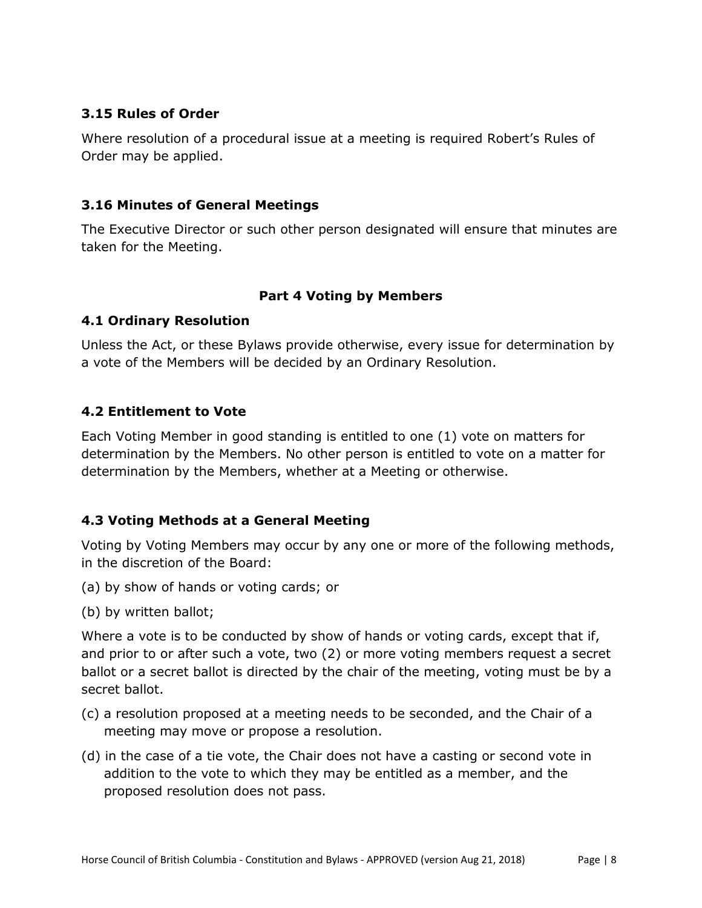### 3.15 Rules of Order

Where resolution of a procedural issue at a meeting is required Robert's Rules of Order may be applied.

### 3.16 Minutes of General Meetings

The Executive Director or such other person designated will ensure that minutes are taken for the Meeting.

## Part 4 Voting by Members

### 4.1 Ordinary Resolution

Unless the Act, or these Bylaws provide otherwise, every issue for determination by a vote of the Members will be decided by an Ordinary Resolution.

### 4.2 Entitlement to Vote

Each Voting Member in good standing is entitled to one (1) vote on matters for determination by the Members. No other person is entitled to vote on a matter for determination by the Members, whether at a Meeting or otherwise.

### 4.3 Voting Methods at a General Meeting

Voting by Voting Members may occur by any one or more of the following methods, in the discretion of the Board:

(a) by show of hands or voting cards; or

(b) by written ballot;

Where a vote is to be conducted by show of hands or voting cards, except that if, and prior to or after such a vote, two (2) or more voting members request a secret ballot or a secret ballot is directed by the chair of the meeting, voting must be by a secret ballot.

(c) a resolution proposed at a meeting needs to be seconded, and the Chair of a meeting may move or propose a resolution.

(d) in the case of a tie vote, the Chair does not have a casting or second vote in addition to the vote to which they may be entitled as a member, and the proposed resolution does not pass.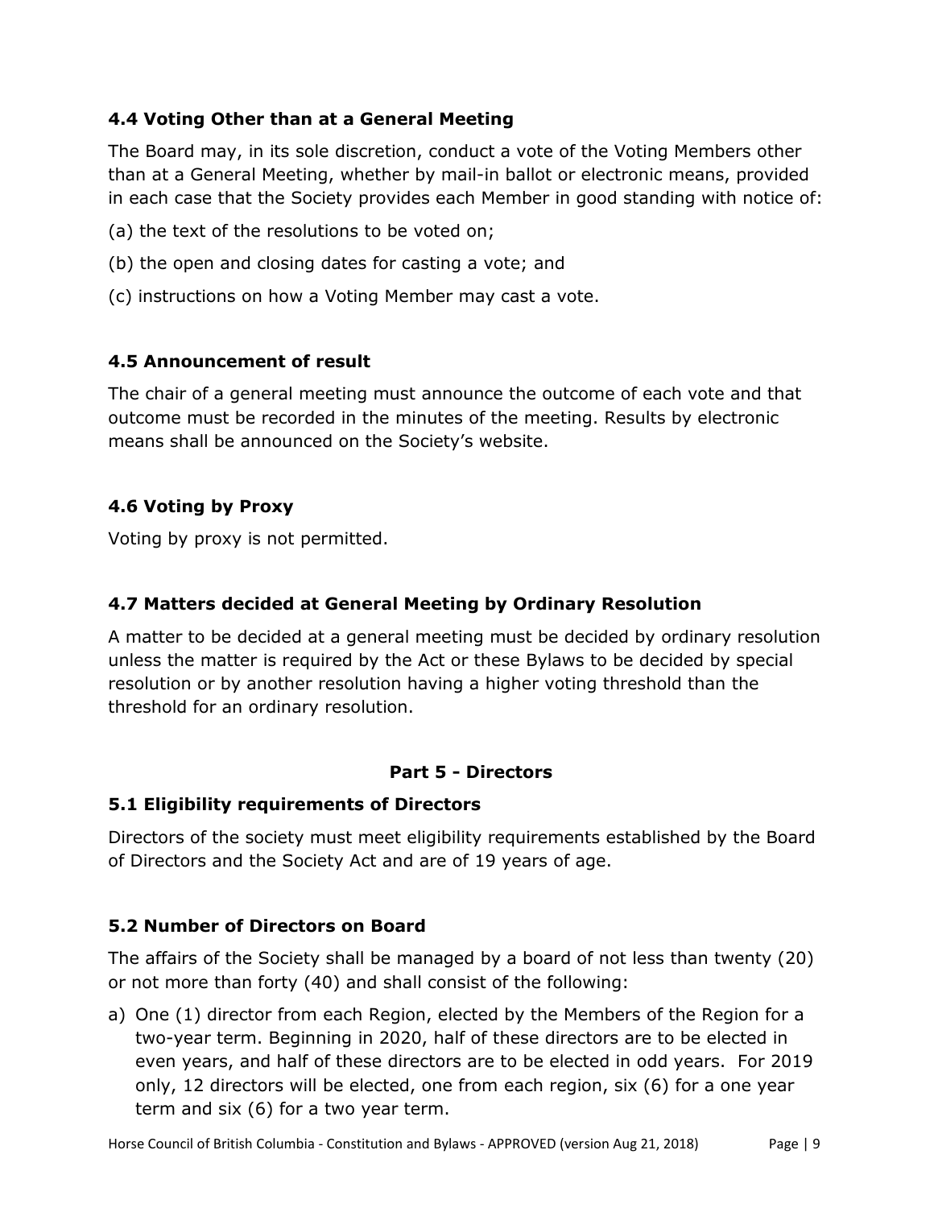### 4.4 Voting Other than at a General Meeting

The Board may, in its sole discretion, conduct a vote of the Voting Members other than at a General Meeting, whether by mail-in ballot or electronic means, provided in each case that the Society provides each Member in good standing with notice of:

(a) the text of the resolutions to be voted on;

(b) the open and closing dates for casting a vote; and

(c) instructions on how a Voting Member may cast a vote.

### 4.5 Announcement of result

The chair of a general meeting must announce the outcome of each vote and that outcome must be recorded in the minutes of the meeting. Results by electronic means shall be announced on the Society's website.

### 4.6 Voting by Proxy

Voting by proxy is not permitted.

### 4.7 Matters decided at General Meeting by Ordinary Resolution

A matter to be decided at a general meeting must be decided by ordinary resolution unless the matter is required by the Act or these Bylaws to be decided by special resolution or by another resolution having a higher voting threshold than the threshold for an ordinary resolution.

## Part 5 - Directors

### 5.1 Eligibility requirements of Directors

Directors of the society must meet eligibility requirements established by the Board of Directors and the Society Act and are of 19 years of age.

### 5.2 Number of Directors on Board

The affairs of the Society shall be managed by a board of not less than twenty (20) or not more than forty (40) and shall consist of the following:

a) One (1) director from each Region, elected by the Members of the Region for a two-year term. Beginning in 2020, half of these directors are to be elected in even years, and half of these directors are to be elected in odd years. For 2019 only, 12 directors will be elected, one from each region, six (6) for a one year term and six (6) for a two year term.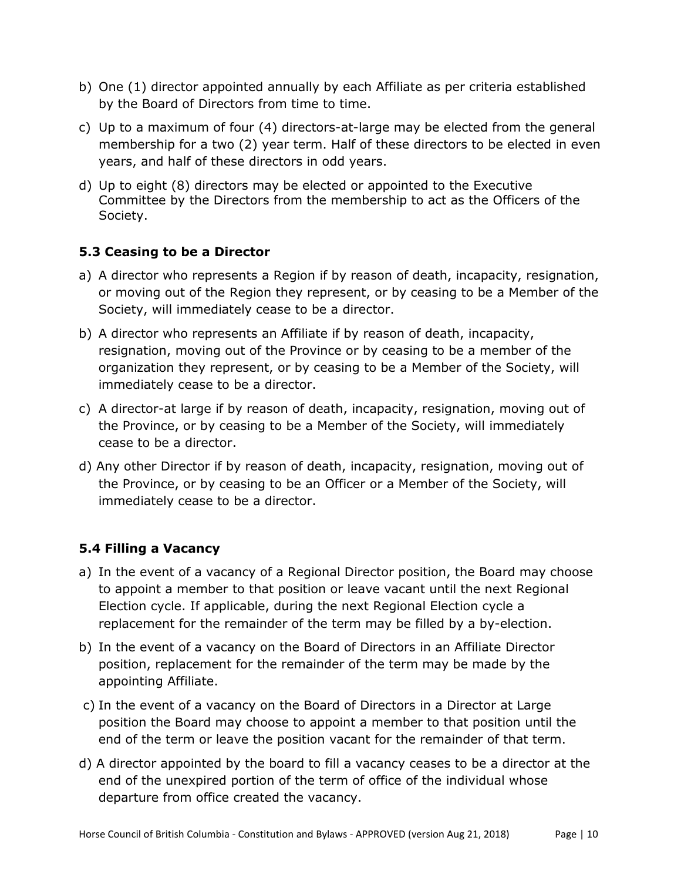b) One (1) director appointed annually by each Affiliate as per criteria established by the Board of Directors from time to time.

c) Up to a maximum of four (4) directors-at-large may be elected from the general membership for a two (2) year term. Half of these directors to be elected in even years, and half of these directors in odd years.

d) Up to eight (8) directors may be elected or appointed to the Executive Committee by the Directors from the membership to act as the Officers of the Society.

### 5.3 Ceasing to be a Director

a) A director who represents a Region if by reason of death, incapacity, resignation, or moving out of the Region they represent, or by ceasing to be a Member of the Society, will immediately cease to be a director.

b) A director who represents an Affiliate if by reason of death, incapacity, resignation, moving out of the Province or by ceasing to be a member of the organization they represent, or by ceasing to be a Member of the Society, will immediately cease to be a director.

c) A director-at large if by reason of death, incapacity, resignation, moving out of the Province, or by ceasing to be a Member of the Society, will immediately cease to be a director.

d) Any other Director if by reason of death, incapacity, resignation, moving out of the Province, or by ceasing to be an Officer or a Member of the Society, will immediately cease to be a director.

### 5.4 Filling a Vacancy

a) In the event of a vacancy of a Regional Director position, the Board may choose to appoint a member to that position or leave vacant until the next Regional Election cycle. If applicable, during the next Regional Election cycle a replacement for the remainder of the term may be filled by a by-election.

b) In the event of a vacancy on the Board of Directors in an Affiliate Director position, replacement for the remainder of the term may be made by the appointing Affiliate.

c) In the event of a vacancy on the Board of Directors in a Director at Large position the Board may choose to appoint a member to that position until the end of the term or leave the position vacant for the remainder of that term.

d) A director appointed by the board to fill a vacancy ceases to be a director at the end of the unexpired portion of the term of office of the individual whose departure from office created the vacancy.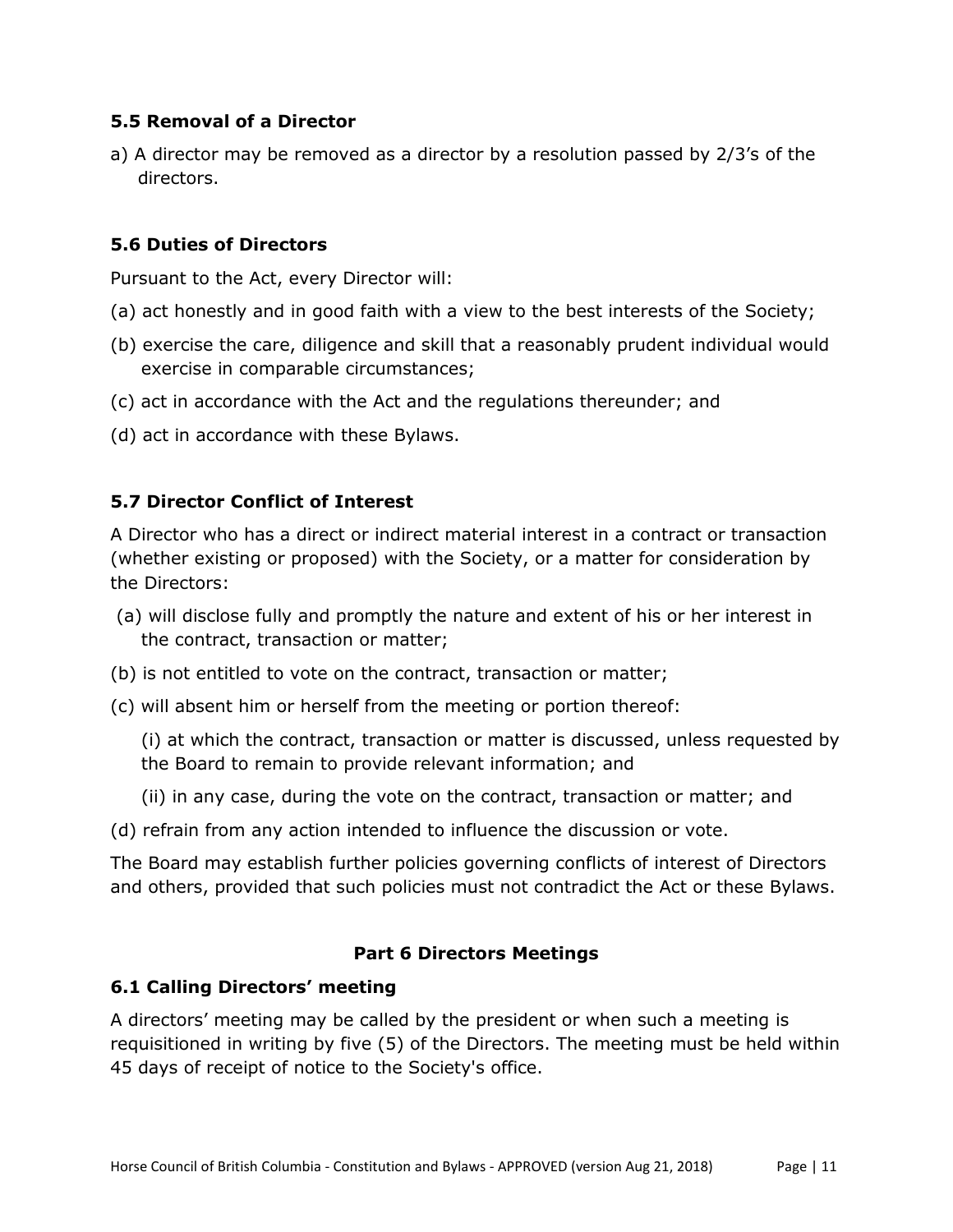### 5.5 Removal of a Director

a) A director may be removed as a director by a resolution passed by 2/3's of the directors.

### 5.6 Duties of Directors

Pursuant to the Act, every Director will:

(a) act honestly and in good faith with a view to the best interests of the Society;

(b) exercise the care, diligence and skill that a reasonably prudent individual would exercise in comparable circumstances;

(c) act in accordance with the Act and the regulations thereunder; and

(d) act in accordance with these Bylaws.

### 5.7 Director Conflict of Interest

A Director who has a direct or indirect material interest in a contract or transaction (whether existing or proposed) with the Society, or a matter for consideration by the Directors:

(a) will disclose fully and promptly the nature and extent of his or her interest in the contract, transaction or matter;

(b) is not entitled to vote on the contract, transaction or matter;

(c) will absent him or herself from the meeting or portion thereof:

(i) at which the contract, transaction or matter is discussed, unless requested by the Board to remain to provide relevant information; and

(ii) in any case, during the vote on the contract, transaction or matter; and

(d) refrain from any action intended to influence the discussion or vote.

The Board may establish further policies governing conflicts of interest of Directors and others, provided that such policies must not contradict the Act or these Bylaws.

## Part 6 Directors Meetings

### 6.1 Calling Directors' meeting

A directors' meeting may be called by the president or when such a meeting is requisitioned in writing by five (5) of the Directors. The meeting must be held within 45 days of receipt of notice to the Society's office.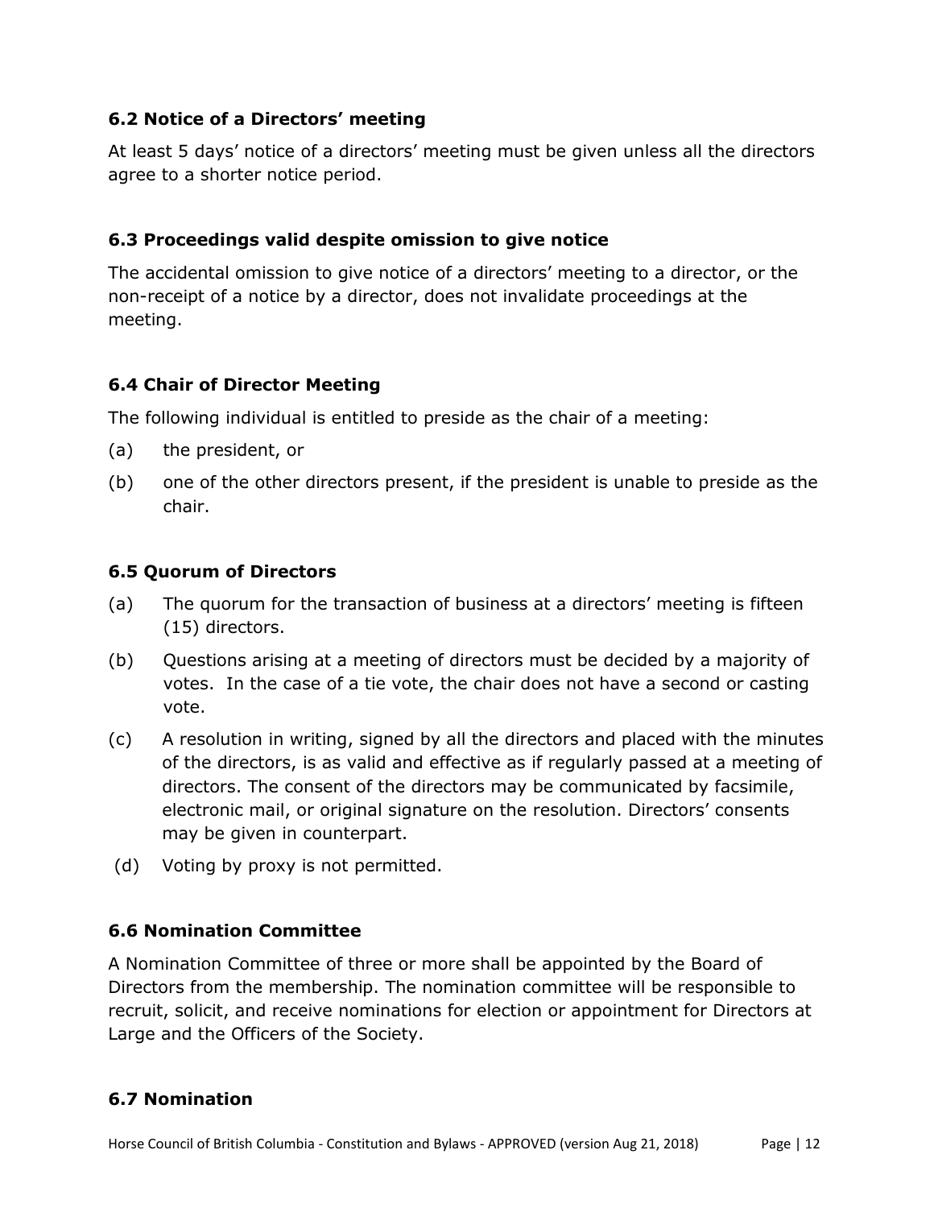### 6.2 Notice of a Directors' meeting

At least 5 days' notice of a directors' meeting must be given unless all the directors agree to a shorter notice period.

### 6.3 Proceedings valid despite omission to give notice

The accidental omission to give notice of a directors' meeting to a director, or the non-receipt of a notice by a director, does not invalidate proceedings at the meeting.

### 6.4 Chair of Director Meeting

The following individual is entitled to preside as the chair of a meeting:

(a) the president, or

(b) one of the other directors present, if the president is unable to preside as the chair.

### 6.5 Quorum of Directors

(a) The quorum for the transaction of business at a directors' meeting is fifteen (15) directors.

(b) Questions arising at a meeting of directors must be decided by a majority of votes. In the case of a tie vote, the chair does not have a second or casting vote.

(c) A resolution in writing, signed by all the directors and placed with the minutes of the directors, is as valid and effective as if regularly passed at a meeting of directors. The consent of the directors may be communicated by facsimile, electronic mail, or original signature on the resolution. Directors' consents may be given in counterpart.

(d) Voting by proxy is not permitted.

### 6.6 Nomination Committee

A Nomination Committee of three or more shall be appointed by the Board of Directors from the membership. The nomination committee will be responsible to recruit, solicit, and receive nominations for election or appointment for Directors at Large and the Officers of the Society.

### 6.7 Nomination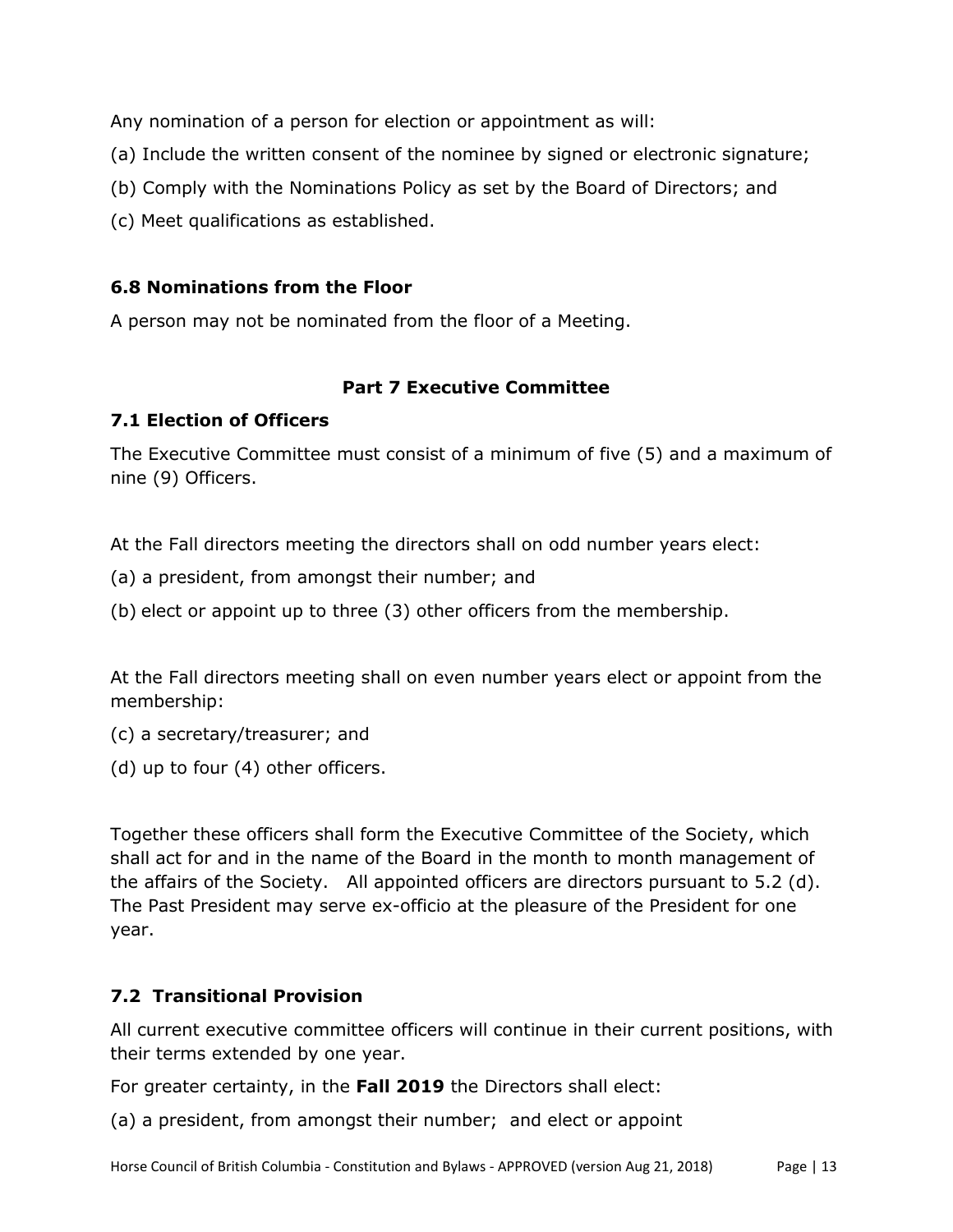Any nomination of a person for election or appointment as will:

(a) Include the written consent of the nominee by signed or electronic signature;

(b) Comply with the Nominations Policy as set by the Board of Directors; and

(c) Meet qualifications as established.

### 6.8 Nominations from the Floor

A person may not be nominated from the floor of a Meeting.

## Part 7 Executive Committee

### 7.1 Election of Officers

The Executive Committee must consist of a minimum of five (5) and a maximum of nine (9) Officers.

At the Fall directors meeting the directors shall on odd number years elect:

(a) a president, from amongst their number; and

(b) elect or appoint up to three (3) other officers from the membership.

At the Fall directors meeting shall on even number years elect or appoint from the membership:

(c) a secretary/treasurer; and

(d) up to four (4) other officers.

Together these officers shall form the Executive Committee of the Society, which shall act for and in the name of the Board in the month to month management of the affairs of the Society. All appointed officers are directors pursuant to 5.2 (d). The Past President may serve ex-officio at the pleasure of the President for one year.

### 7.2 Transitional Provision

All current executive committee officers will continue in their current positions, with their terms extended by one year.

For greater certainty, in the **Fall 2019** the Directors shall elect:

(a) a president, from amongst their number; and elect or appoint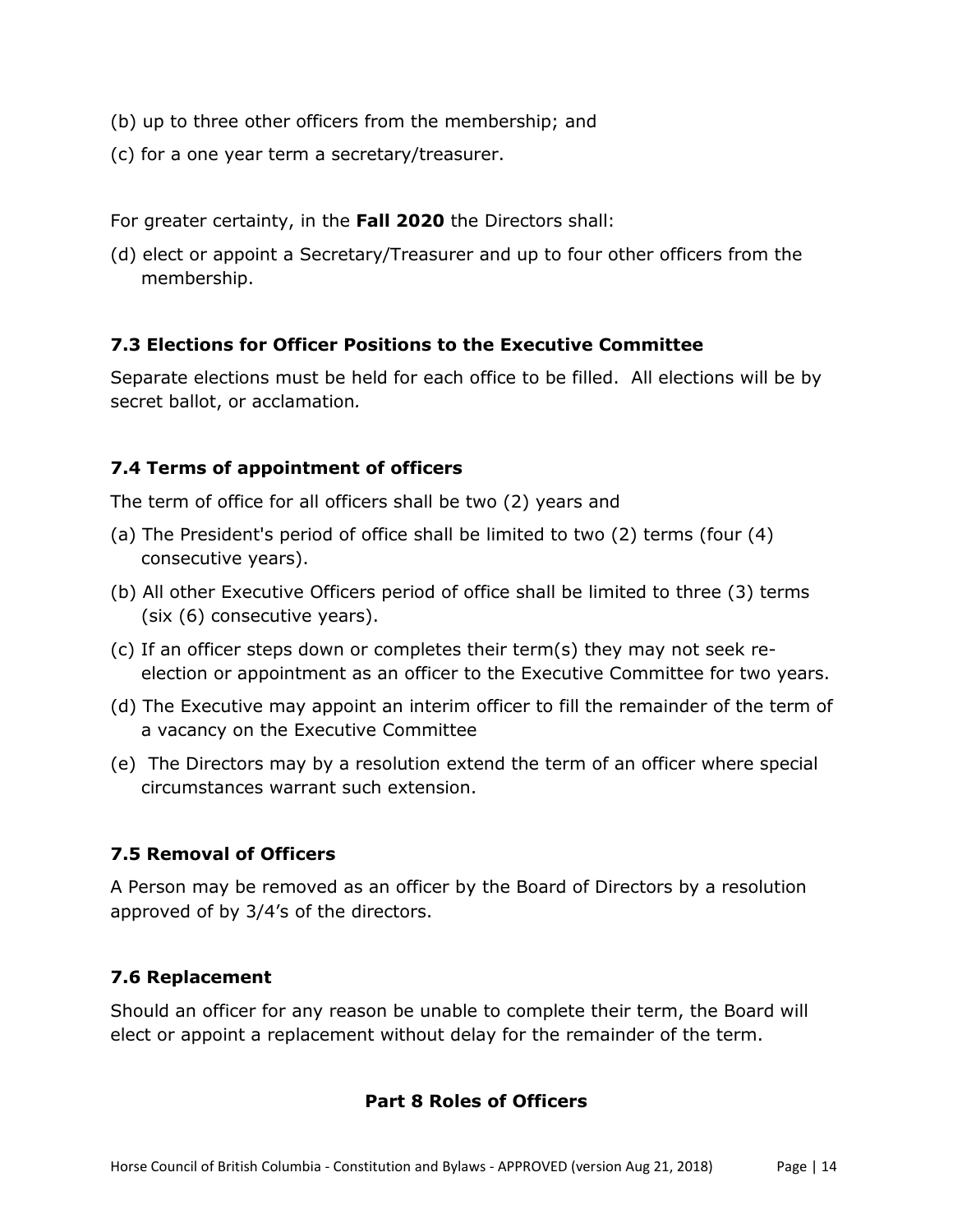(b) up to three other officers from the membership; and

(c) for a one year term a secretary/treasurer.

For greater certainty, in the **Fall 2020** the Directors shall:

(d) elect or appoint a Secretary/Treasurer and up to four other officers from the membership.

### 7.3 Elections for Officer Positions to the Executive Committee

Separate elections must be held for each office to be filled. All elections will be by secret ballot, or acclamation*.*

### 7.4 Terms of appointment of officers

The term of office for all officers shall be two (2) years and

(a) The President's period of office shall be limited to two (2) terms (four (4) consecutive years).

(b) All other Executive Officers period of office shall be limited to three (3) terms (six (6) consecutive years).

(c) If an officer steps down or completes their term(s) they may not seek re-election or appointment as an officer to the Executive Committee for two years.

(d) The Executive may appoint an interim officer to fill the remainder of the term of a vacancy on the Executive Committee

(e) The Directors may by a resolution extend the term of an officer where special circumstances warrant such extension.

### 7.5 Removal of Officers

A Person may be removed as an officer by the Board of Directors by a resolution approved of by 3/4's of the directors.

### 7.6 Replacement

Should an officer for any reason be unable to complete their term, the Board will elect or appoint a replacement without delay for the remainder of the term.

## Part 8 Roles of Officers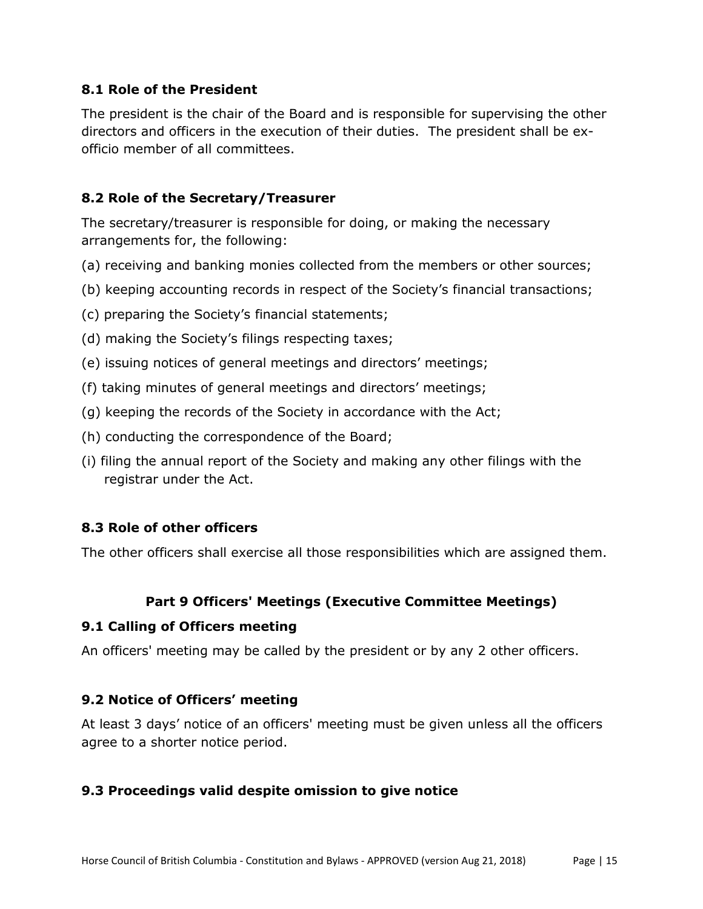### 8.1 Role of the President

The president is the chair of the Board and is responsible for supervising the other directors and officers in the execution of their duties. The president shall be ex-officio member of all committees.

### 8.2 Role of the Secretary/Treasurer

The secretary/treasurer is responsible for doing, or making the necessary arrangements for, the following:

(a) receiving and banking monies collected from the members or other sources;

(b) keeping accounting records in respect of the Society's financial transactions;

(c) preparing the Society's financial statements;

(d) making the Society's filings respecting taxes;

(e) issuing notices of general meetings and directors' meetings;

(f) taking minutes of general meetings and directors' meetings;

(g) keeping the records of the Society in accordance with the Act;

(h) conducting the correspondence of the Board;

(i) filing the annual report of the Society and making any other filings with the registrar under the Act.

### 8.3 Role of other officers

The other officers shall exercise all those responsibilities which are assigned them.

## Part 9 Officers' Meetings (Executive Committee Meetings)

### 9.1 Calling of Officers meeting

An officers' meeting may be called by the president or by any 2 other officers.

### 9.2 Notice of Officers' meeting

At least 3 days' notice of an officers' meeting must be given unless all the officers agree to a shorter notice period.

### 9.3 Proceedings valid despite omission to give notice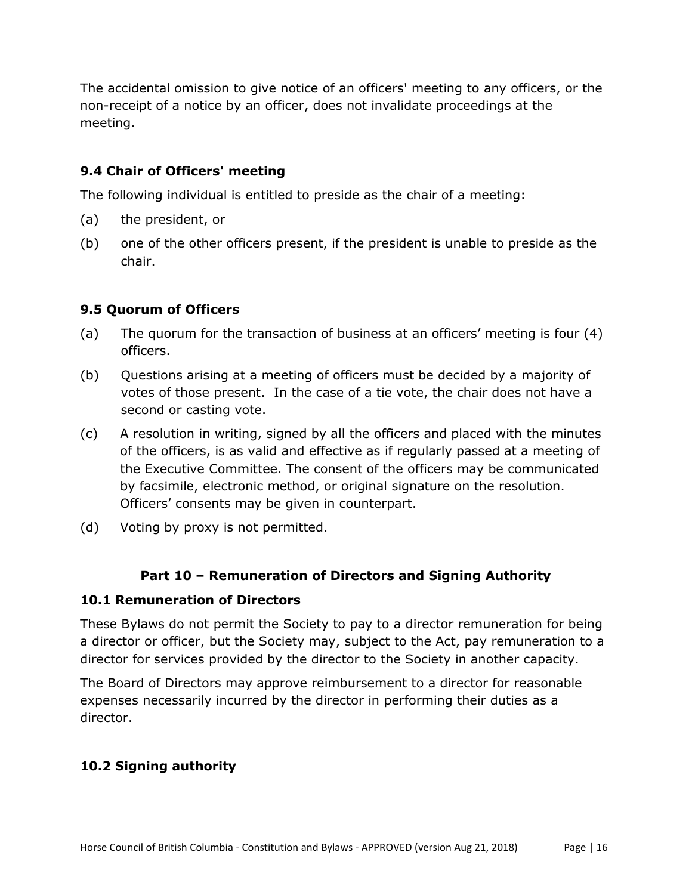The accidental omission to give notice of an officers' meeting to any officers, or the non-receipt of a notice by an officer, does not invalidate proceedings at the meeting.

### 9.4 Chair of Officers' meeting

The following individual is entitled to preside as the chair of a meeting:

(a) the president, or

(b) one of the other officers present, if the president is unable to preside as the chair.

### 9.5 Quorum of Officers

(a) The quorum for the transaction of business at an officers' meeting is four (4) officers.

(b) Questions arising at a meeting of officers must be decided by a majority of votes of those present. In the case of a tie vote, the chair does not have a second or casting vote.

(c) A resolution in writing, signed by all the officers and placed with the minutes of the officers, is as valid and effective as if regularly passed at a meeting of the Executive Committee. The consent of the officers may be communicated by facsimile, electronic method, or original signature on the resolution. Officers' consents may be given in counterpart.

(d) Voting by proxy is not permitted.

## Part 10 – Remuneration of Directors and Signing Authority

### 10.1 Remuneration of Directors

These Bylaws do not permit the Society to pay to a director remuneration for being a director or officer, but the Society may, subject to the Act, pay remuneration to a director for services provided by the director to the Society in another capacity.

The Board of Directors may approve reimbursement to a director for reasonable expenses necessarily incurred by the director in performing their duties as a director.

### 10.2 Signing authority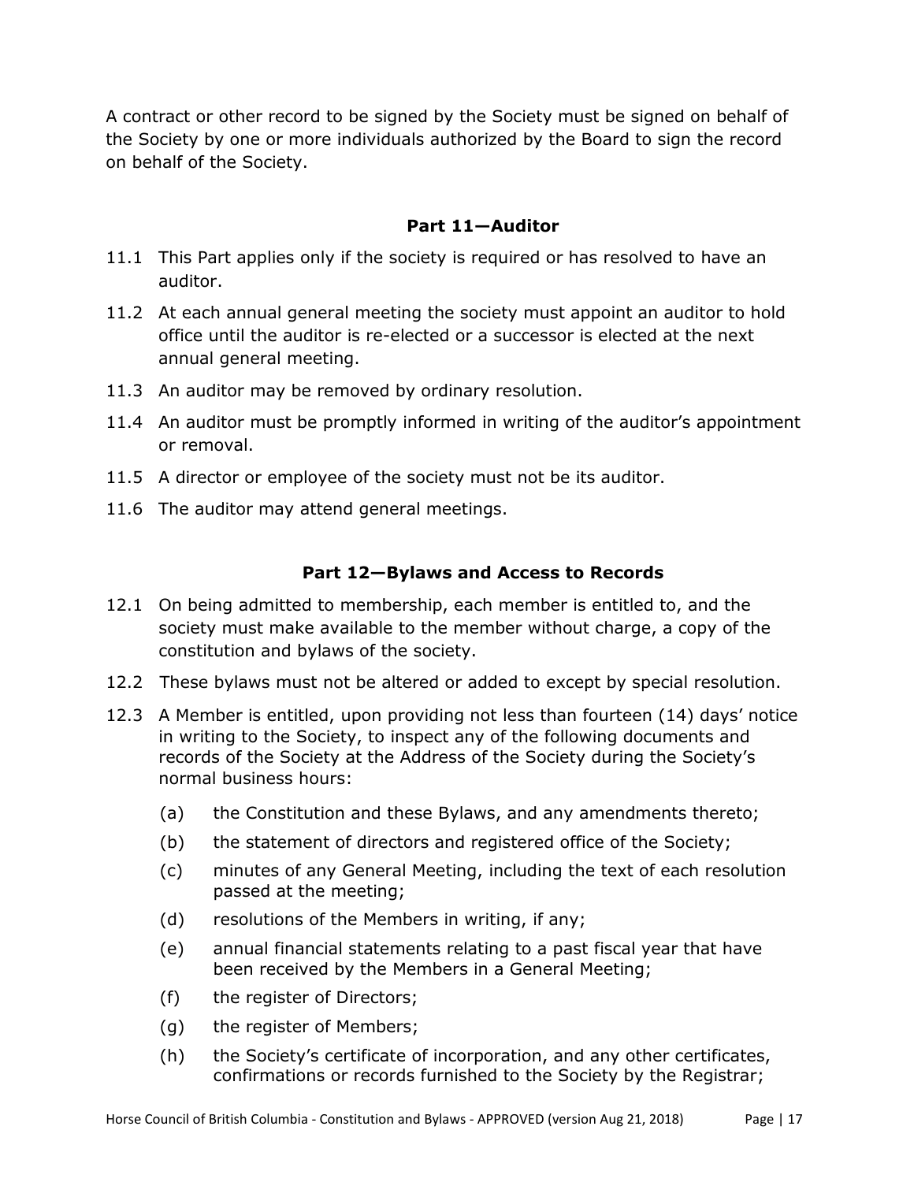A contract or other record to be signed by the Society must be signed on behalf of the Society by one or more individuals authorized by the Board to sign the record on behalf of the Society.

## Part 11—Auditor

11.1 This Part applies only if the society is required or has resolved to have an auditor.

11.2 At each annual general meeting the society must appoint an auditor to hold office until the auditor is re-elected or a successor is elected at the next annual general meeting.

11.3 An auditor may be removed by ordinary resolution.

11.4 An auditor must be promptly informed in writing of the auditor's appointment or removal.

11.5 A director or employee of the society must not be its auditor.

11.6 The auditor may attend general meetings.

## Part 12—Bylaws and Access to Records

12.1 On being admitted to membership, each member is entitled to, and the society must make available to the member without charge, a copy of the constitution and bylaws of the society.

12.2 These bylaws must not be altered or added to except by special resolution.

12.3 A Member is entitled, upon providing not less than fourteen (14) days' notice in writing to the Society, to inspect any of the following documents and records of the Society at the Address of the Society during the Society's normal business hours:

- (a) the Constitution and these Bylaws, and any amendments thereto;
- (b) the statement of directors and registered office of the Society;
- (c) minutes of any General Meeting, including the text of each resolution passed at the meeting;
- (d) resolutions of the Members in writing, if any;
- (e) annual financial statements relating to a past fiscal year that have been received by the Members in a General Meeting;
- (f) the register of Directors;
- (g) the register of Members;
- (h) the Society's certificate of incorporation, and any other certificates, confirmations or records furnished to the Society by the Registrar;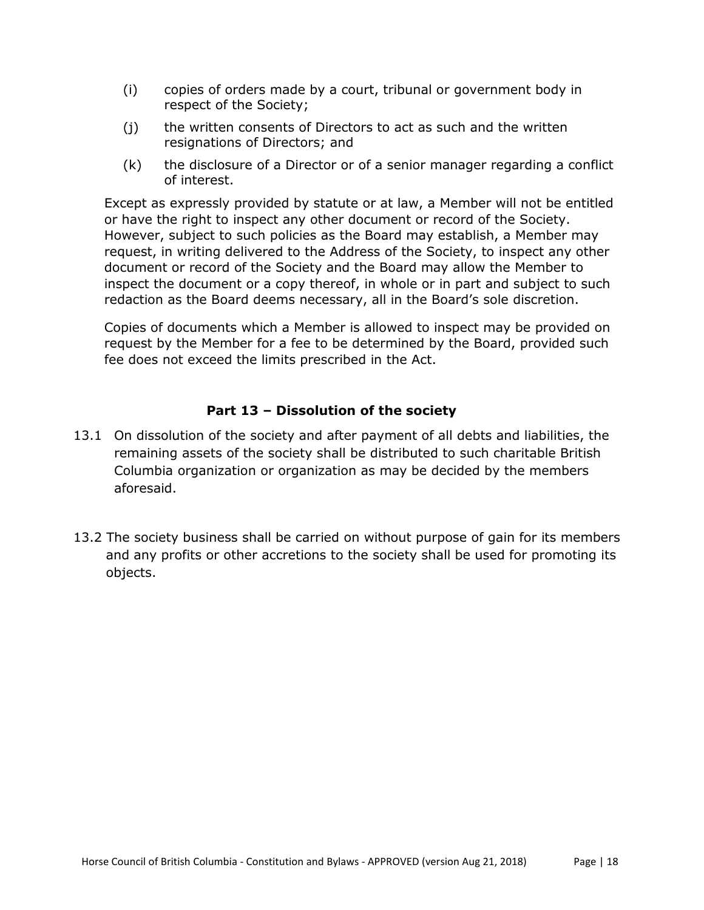(i) copies of orders made by a court, tribunal or government body in respect of the Society;

(j) the written consents of Directors to act as such and the written resignations of Directors; and

(k) the disclosure of a Director or of a senior manager regarding a conflict of interest.

Except as expressly provided by statute or at law, a Member will not be entitled or have the right to inspect any other document or record of the Society. However, subject to such policies as the Board may establish, a Member may request, in writing delivered to the Address of the Society, to inspect any other document or record of the Society and the Board may allow the Member to inspect the document or a copy thereof, in whole or in part and subject to such redaction as the Board deems necessary, all in the Board's sole discretion.

Copies of documents which a Member is allowed to inspect may be provided on request by the Member for a fee to be determined by the Board, provided such fee does not exceed the limits prescribed in the Act.

## Part 13 – Dissolution of the society

13.1 On dissolution of the society and after payment of all debts and liabilities, the remaining assets of the society shall be distributed to such charitable British Columbia organization or organization as may be decided by the members aforesaid.

13.2 The society business shall be carried on without purpose of gain for its members and any profits or other accretions to the society shall be used for promoting its objects.